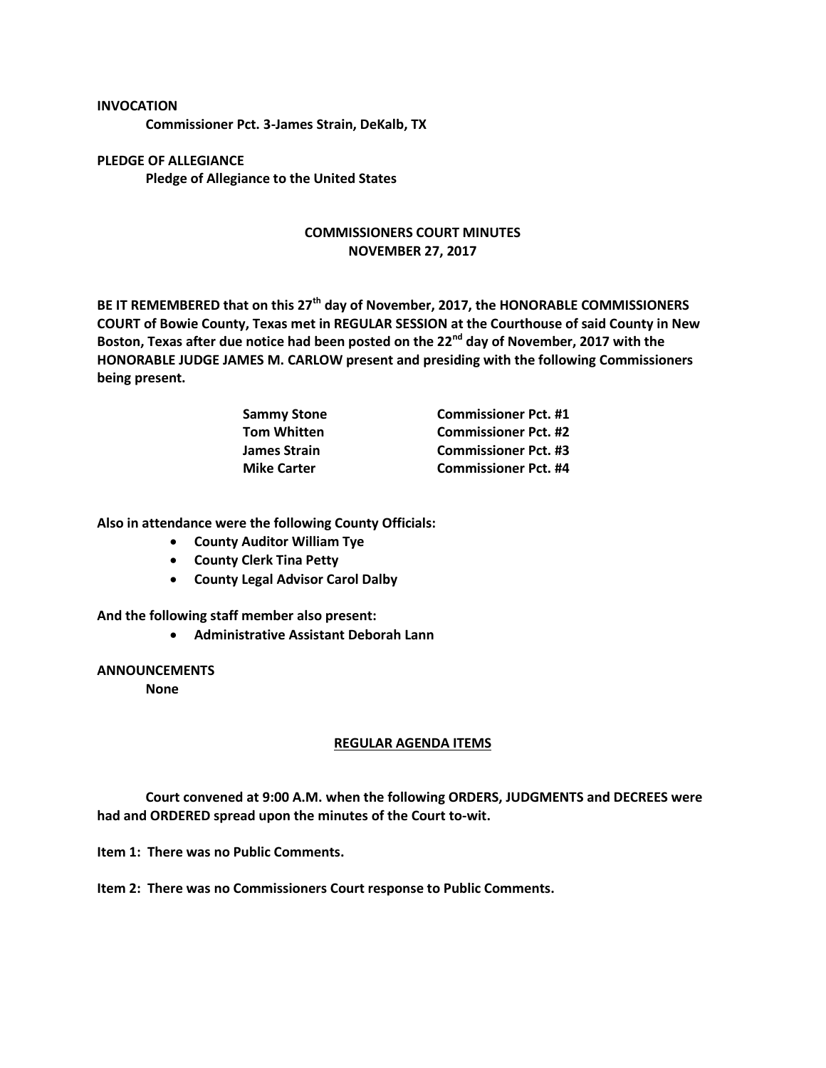**INVOCATION**

**Commissioner Pct. 3-James Strain, DeKalb, TX**

**PLEDGE OF ALLEGIANCE**

**Pledge of Allegiance to the United States**

## COMMISSIONERS COURT MINUTES
## NOVEMBER 27, 2017

**BE IT REMEMBERED that on this 27th day of November, 2017, the HONORABLE COMMISSIONERS COURT of Bowie County, Texas met in REGULAR SESSION at the Courthouse of said County in New Boston, Texas after due notice had been posted on the 22nd day of November, 2017 with the HONORABLE JUDGE JAMES M. CARLOW present and presiding with the following Commissioners being present.**

| | |
|---|---|
| **Sammy Stone** | **Commissioner Pct. #1** |
| **Tom Whitten** | **Commissioner Pct. #2** |
| **James Strain** | **Commissioner Pct. #3** |
| **Mike Carter** | **Commissioner Pct. #4** |

**Also in attendance were the following County Officials:**

- **County Auditor William Tye**
- **County Clerk Tina Petty**
- **County Legal Advisor Carol Dalby**

**And the following staff member also present:**

- **Administrative Assistant Deborah Lann**

**ANNOUNCEMENTS**

**None**

## REGULAR AGENDA ITEMS

**Court convened at 9:00 A.M. when the following ORDERS, JUDGMENTS and DECREES were had and ORDERED spread upon the minutes of the Court to-wit.**

**Item 1: There was no Public Comments.**

**Item 2: There was no Commissioners Court response to Public Comments.**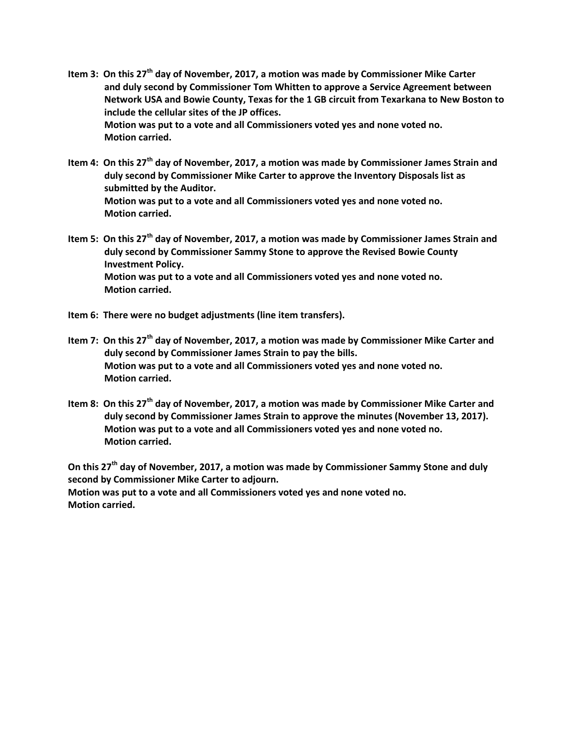**Item 3: On this 27th day of November, 2017, a motion was made by Commissioner Mike Carter and duly second by Commissioner Tom Whitten to approve a Service Agreement between Network USA and Bowie County, Texas for the 1 GB circuit from Texarkana to New Boston to include the cellular sites of the JP offices.**
**Motion was put to a vote and all Commissioners voted yes and none voted no.**
**Motion carried.**

**Item 4: On this 27th day of November, 2017, a motion was made by Commissioner James Strain and duly second by Commissioner Mike Carter to approve the Inventory Disposals list as submitted by the Auditor.**
**Motion was put to a vote and all Commissioners voted yes and none voted no.**
**Motion carried.**

**Item 5: On this 27th day of November, 2017, a motion was made by Commissioner James Strain and duly second by Commissioner Sammy Stone to approve the Revised Bowie County Investment Policy.**
**Motion was put to a vote and all Commissioners voted yes and none voted no.**
**Motion carried.**

**Item 6: There were no budget adjustments (line item transfers).**

**Item 7: On this 27th day of November, 2017, a motion was made by Commissioner Mike Carter and duly second by Commissioner James Strain to pay the bills.**
**Motion was put to a vote and all Commissioners voted yes and none voted no.**
**Motion carried.**

**Item 8: On this 27th day of November, 2017, a motion was made by Commissioner Mike Carter and duly second by Commissioner James Strain to approve the minutes (November 13, 2017).**
**Motion was put to a vote and all Commissioners voted yes and none voted no.**
**Motion carried.**

**On this 27th day of November, 2017, a motion was made by Commissioner Sammy Stone and duly second by Commissioner Mike Carter to adjourn.**
**Motion was put to a vote and all Commissioners voted yes and none voted no.**
**Motion carried.**